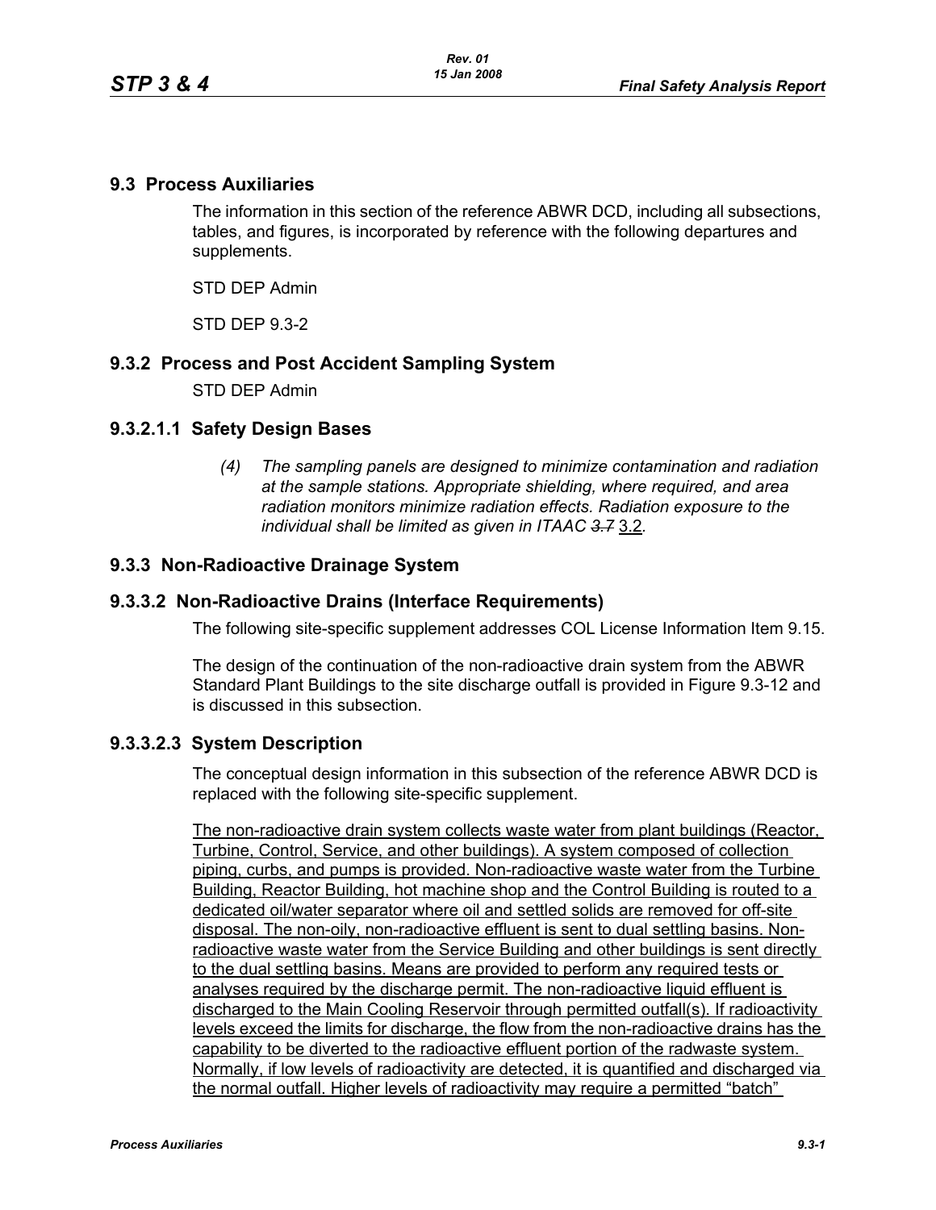## 9.3 Process Auxiliaries

The information in this section of the reference ABWR DCD, including all subsections, tables, and figures, is incorporated by reference with the following departures and supplements.

STD DEP Admin

STD DEP 9.3-2

## 9.3.2 Process and Post Accident Sampling System

STD DEP Admin

### 9.3.2.1.1 Safety Design Bases

*(4) The sampling panels are designed to minimize contamination and radiation at the sample stations. Appropriate shielding, where required, and area radiation monitors minimize radiation effects. Radiation exposure to the individual shall be limited as given in ITAAC ~~3.7~~ 3.2.*

## 9.3.3 Non-Radioactive Drainage System

### 9.3.3.2 Non-Radioactive Drains (Interface Requirements)

The following site-specific supplement addresses COL License Information Item 9.15.

The design of the continuation of the non-radioactive drain system from the ABWR Standard Plant Buildings to the site discharge outfall is provided in Figure 9.3-12 and is discussed in this subsection.

### 9.3.3.2.3 System Description

The conceptual design information in this subsection of the reference ABWR DCD is replaced with the following site-specific supplement.

<u>The non-radioactive drain system collects waste water from plant buildings (Reactor, Turbine, Control, Service, and other buildings). A system composed of collection piping, curbs, and pumps is provided. Non-radioactive waste water from the Turbine Building, Reactor Building, hot machine shop and the Control Building is routed to a dedicated oil/water separator where oil and settled solids are removed for off-site disposal. The non-oily, non-radioactive effluent is sent to dual settling basins. Non-radioactive waste water from the Service Building and other buildings is sent directly to the dual settling basins. Means are provided to perform any required tests or analyses required by the discharge permit. The non-radioactive liquid effluent is discharged to the Main Cooling Reservoir through permitted outfall(s). If radioactivity levels exceed the limits for discharge, the flow from the non-radioactive drains has the capability to be diverted to the radioactive effluent portion of the radwaste system. Normally, if low levels of radioactivity are detected, it is quantified and discharged via the normal outfall. Higher levels of radioactivity may require a permitted "batch"</u>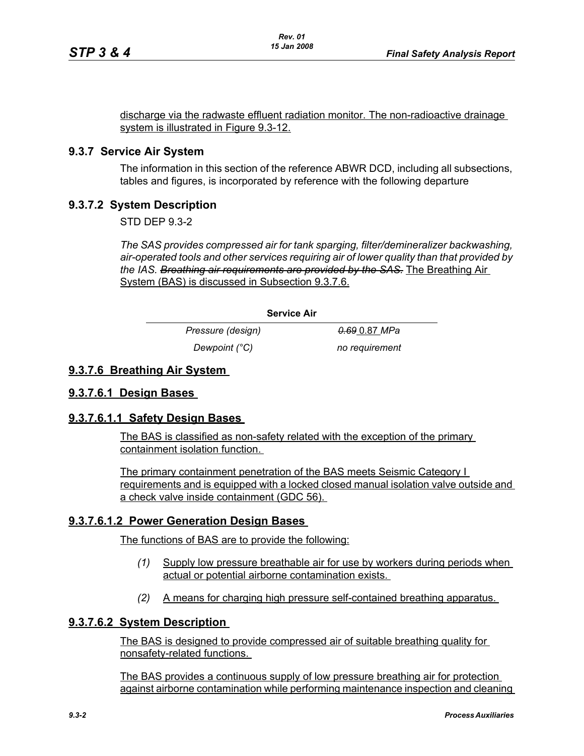discharge via the radwaste effluent radiation monitor. The non-radioactive drainage system is illustrated in Figure 9.3-12.

## 9.3.7 Service Air System

The information in this section of the reference ABWR DCD, including all subsections, tables and figures, is incorporated by reference with the following departure

## 9.3.7.2 System Description

STD DEP 9.3-2

*The SAS provides compressed air for tank sparging, filter/demineralizer backwashing, air-operated tools and other services requiring air of lower quality than that provided by the IAS.* ~~*Breathing air requirements are provided by the SAS.*~~ The Breathing Air System (BAS) is discussed in Subsection 9.3.7.6.

| Service Air | |
|---|---|
| *Pressure (design)* | ~~*0.69*~~ 0.87 *MPa* |
| *Dewpoint (°C)* | *no requirement* |

## 9.3.7.6 Breathing Air System

## 9.3.7.6.1 Design Bases

## 9.3.7.6.1.1 Safety Design Bases

The BAS is classified as non-safety related with the exception of the primary containment isolation function.

The primary containment penetration of the BAS meets Seismic Category I requirements and is equipped with a locked closed manual isolation valve outside and a check valve inside containment (GDC 56).

## 9.3.7.6.1.2 Power Generation Design Bases

The functions of BAS are to provide the following:

*(1)* Supply low pressure breathable air for use by workers during periods when actual or potential airborne contamination exists.

*(2)* A means for charging high pressure self-contained breathing apparatus.

## 9.3.7.6.2 System Description

The BAS is designed to provide compressed air of suitable breathing quality for nonsafety-related functions.

The BAS provides a continuous supply of low pressure breathing air for protection against airborne contamination while performing maintenance inspection and cleaning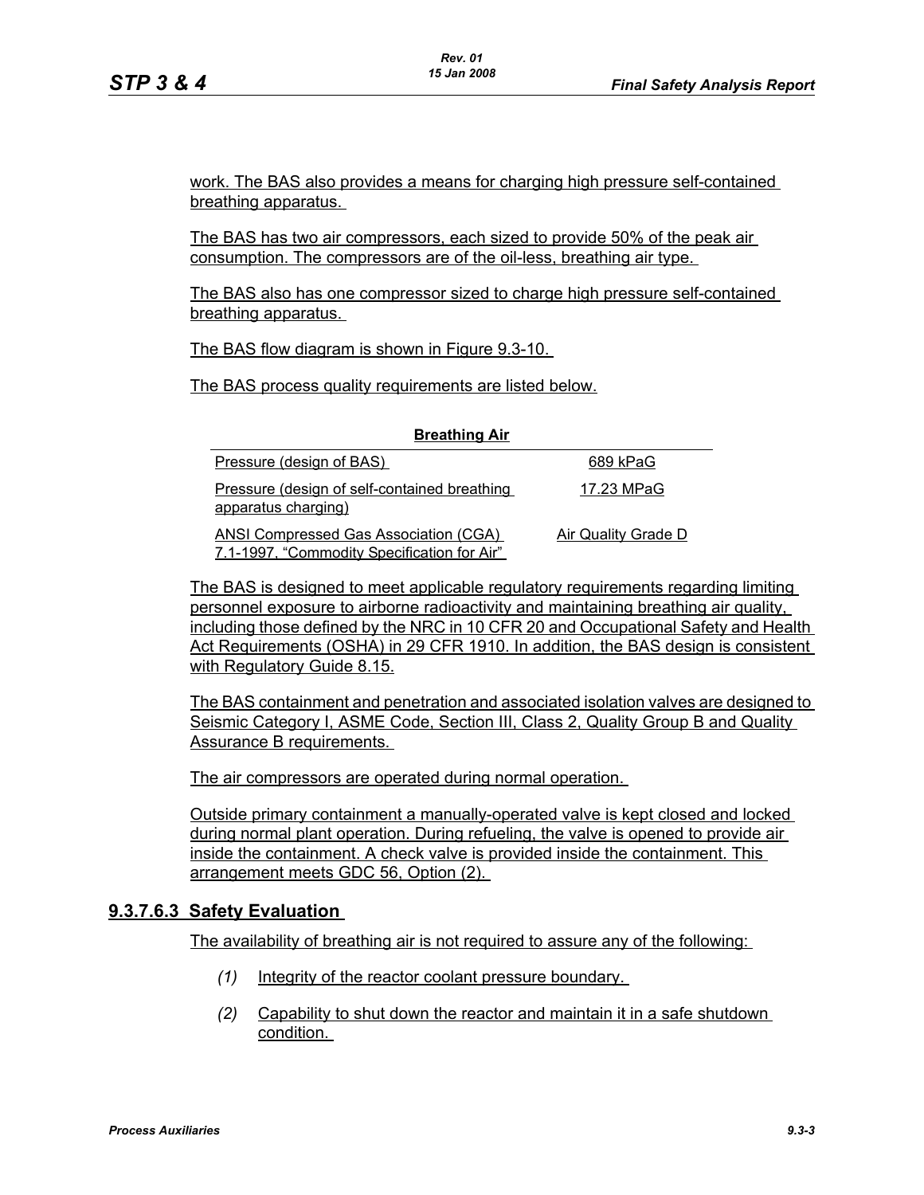work. The BAS also provides a means for charging high pressure self-contained breathing apparatus.

The BAS has two air compressors, each sized to provide 50% of the peak air consumption. The compressors are of the oil-less, breathing air type.

The BAS also has one compressor sized to charge high pressure self-contained breathing apparatus.

The BAS flow diagram is shown in Figure 9.3-10.

The BAS process quality requirements are listed below.

| Breathing Air | |
|---|---|
| Pressure (design of BAS) | 689 kPaG |
| Pressure (design of self-contained breathing apparatus charging) | 17.23 MPaG |
| ANSI Compressed Gas Association (CGA) 7.1-1997, "Commodity Specification for Air" | Air Quality Grade D |

The BAS is designed to meet applicable regulatory requirements regarding limiting personnel exposure to airborne radioactivity and maintaining breathing air quality, including those defined by the NRC in 10 CFR 20 and Occupational Safety and Health Act Requirements (OSHA) in 29 CFR 1910. In addition, the BAS design is consistent with Regulatory Guide 8.15.

The BAS containment and penetration and associated isolation valves are designed to Seismic Category I, ASME Code, Section III, Class 2, Quality Group B and Quality Assurance B requirements.

The air compressors are operated during normal operation.

Outside primary containment a manually-operated valve is kept closed and locked during normal plant operation. During refueling, the valve is opened to provide air inside the containment. A check valve is provided inside the containment. This arrangement meets GDC 56, Option (2).

### 9.3.7.6.3 Safety Evaluation

The availability of breathing air is not required to assure any of the following:

*(1)* Integrity of the reactor coolant pressure boundary.

*(2)* Capability to shut down the reactor and maintain it in a safe shutdown condition.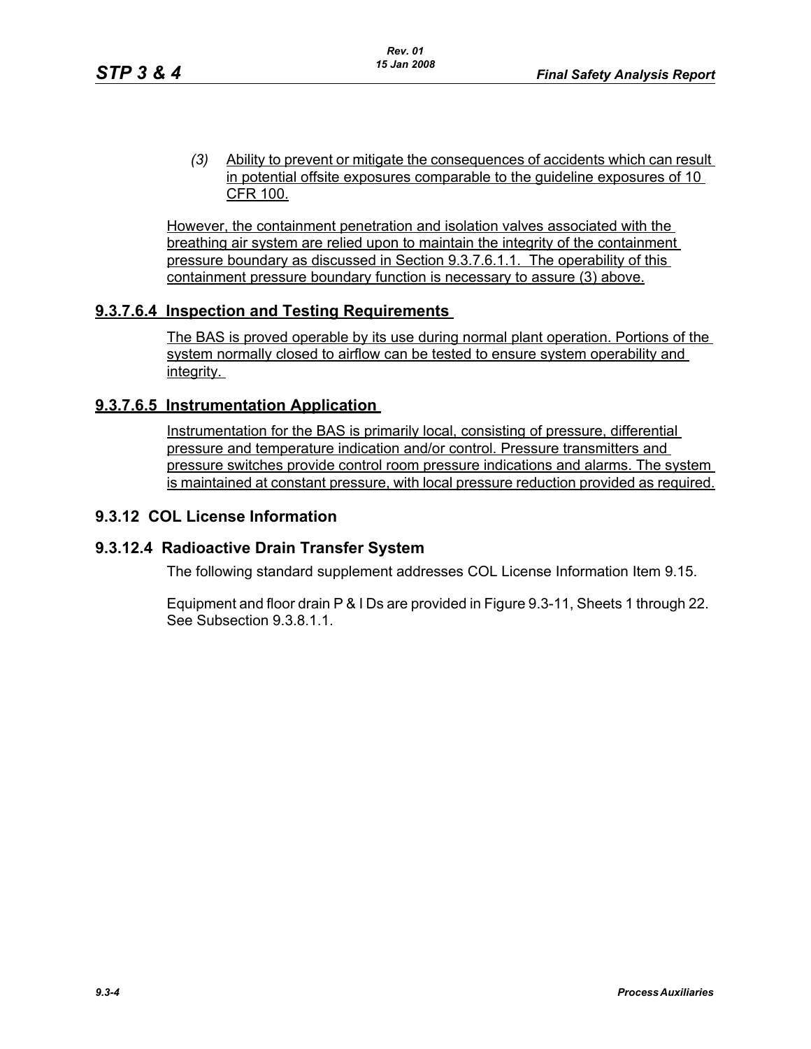(3) Ability to prevent or mitigate the consequences of accidents which can result in potential offsite exposures comparable to the guideline exposures of 10 CFR 100.

However, the containment penetration and isolation valves associated with the breathing air system are relied upon to maintain the integrity of the containment pressure boundary as discussed in Section 9.3.7.6.1.1. The operability of this containment pressure boundary function is necessary to assure (3) above.

### 9.3.7.6.4 Inspection and Testing Requirements

The BAS is proved operable by its use during normal plant operation. Portions of the system normally closed to airflow can be tested to ensure system operability and integrity.

### 9.3.7.6.5 Instrumentation Application

Instrumentation for the BAS is primarily local, consisting of pressure, differential pressure and temperature indication and/or control. Pressure transmitters and pressure switches provide control room pressure indications and alarms. The system is maintained at constant pressure, with local pressure reduction provided as required.

## 9.3.12 COL License Information

### 9.3.12.4 Radioactive Drain Transfer System

The following standard supplement addresses COL License Information Item 9.15.

Equipment and floor drain P & I Ds are provided in Figure 9.3-11, Sheets 1 through 22. See Subsection 9.3.8.1.1.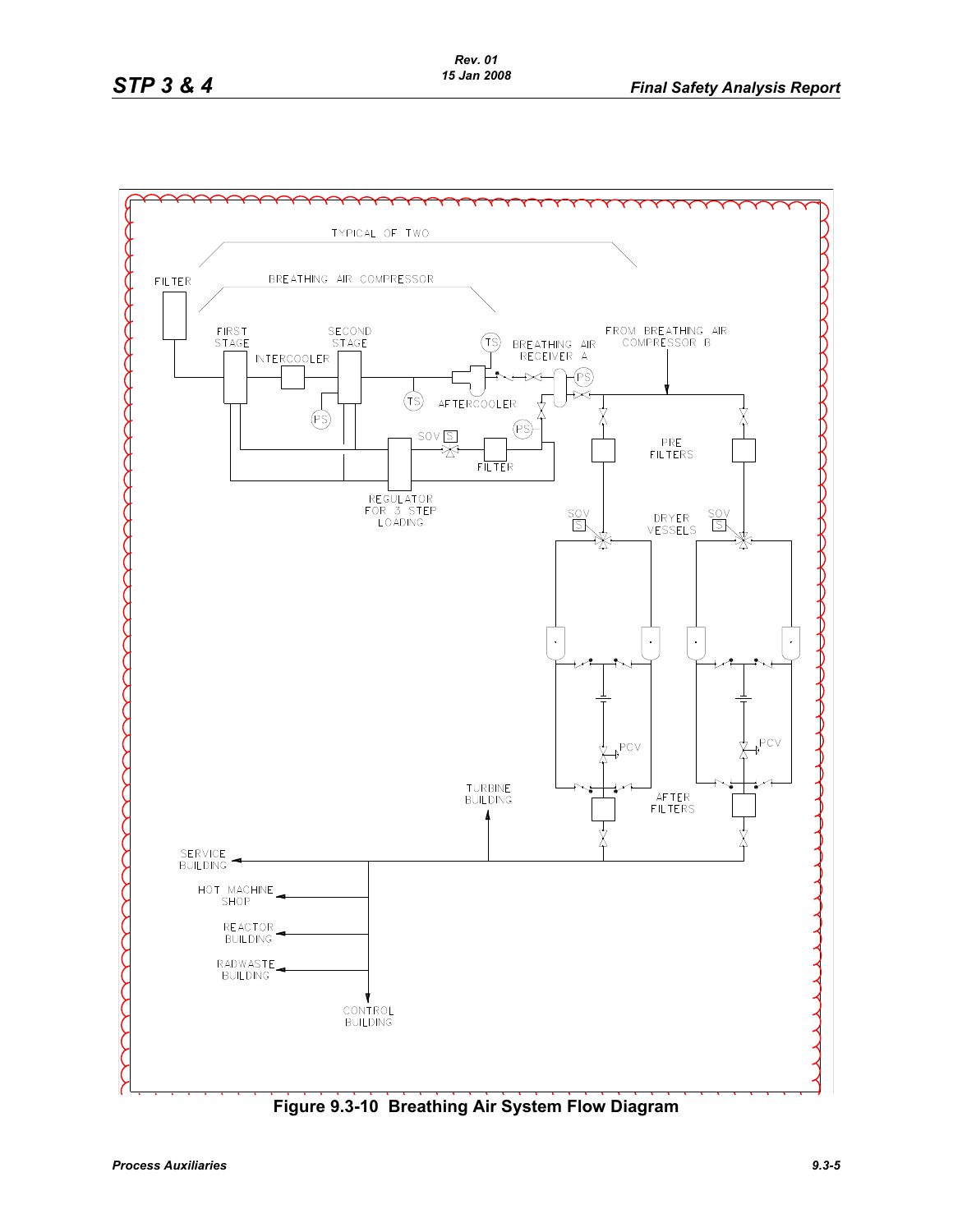TYPICAL OF TWO

BREATHING AIR COMPRESSOR

FILTER

FIRST STAGE

SECOND STAGE

INTERCOOLER

TS

PS

TS

AFTERCOOLER

BREATHING AIR RECEIVER A

PS

FROM BREATHING AIR COMPRESSOR B

PS

SOV S

FILTER

REGULATOR FOR 3 STEP LOADING

PRE FILTERS

SOV S

DRYER VESSELS

SOV S

PCV

PCV

TURBINE BUILDING

AFTER FILTERS

SERVICE BUILDING

HOT MACHINE SHOP

REACTOR BUILDING

RADWASTE BUILDING

CONTROL BUILDING

**Figure 9.3-10 Breathing Air System Flow Diagram**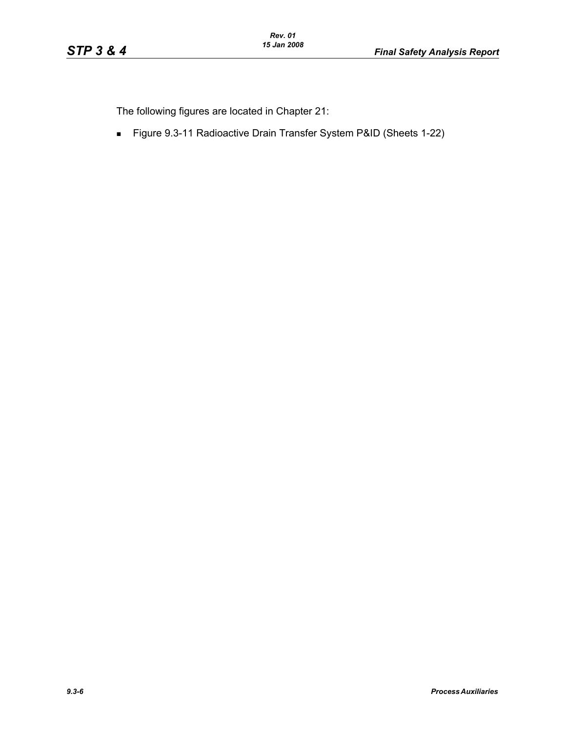The following figures are located in Chapter 21:

- Figure 9.3-11 Radioactive Drain Transfer System P&ID (Sheets 1-22)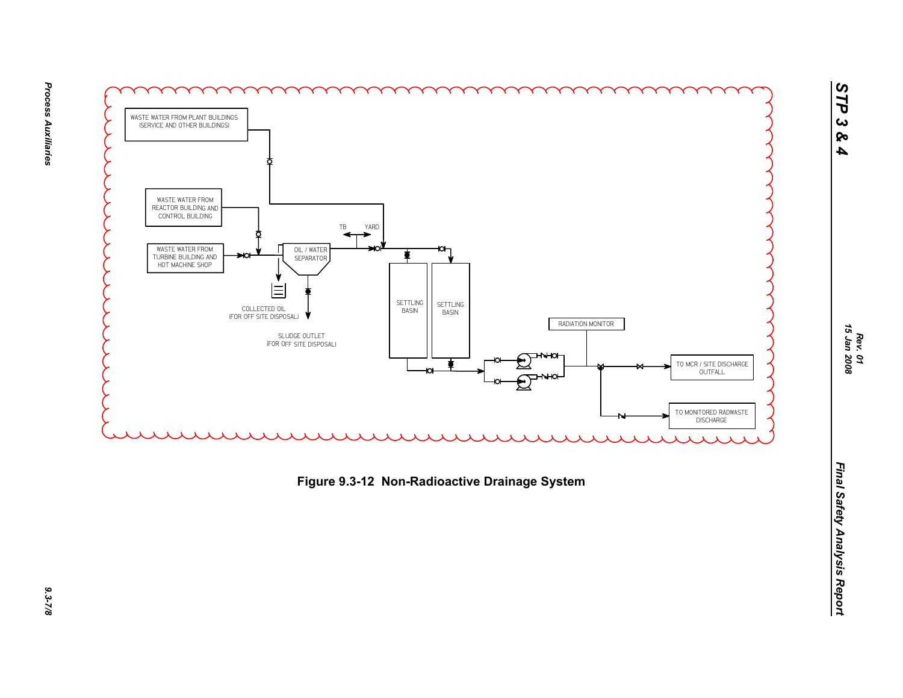WASTE WATER FROM PLANT BUILDINGS
(SERVICE AND OTHER BUILDINGS)

WASTE WATER FROM
REACTOR BUILDING AND
CONTROL BUILDING

WASTE WATER FROM
TURBINE BUILDING AND
HOT MACHINE SHOP

TB

YARD

OIL / WATER
SEPARATOR

COLLECTED OIL
(FOR OFF SITE DISPOSAL)

SLUDGE OUTLET
(FOR OFF SITE DISPOSAL)

SETTLING
BASIN

SETTLING
BASIN

RADIATION MONITOR

TO MCR / SITE DISCHARGE
OUTFALL

TO MONITORED RADWASTE
DISCHARGE

**Figure 9.3-12 Non-Radioactive Drainage System**